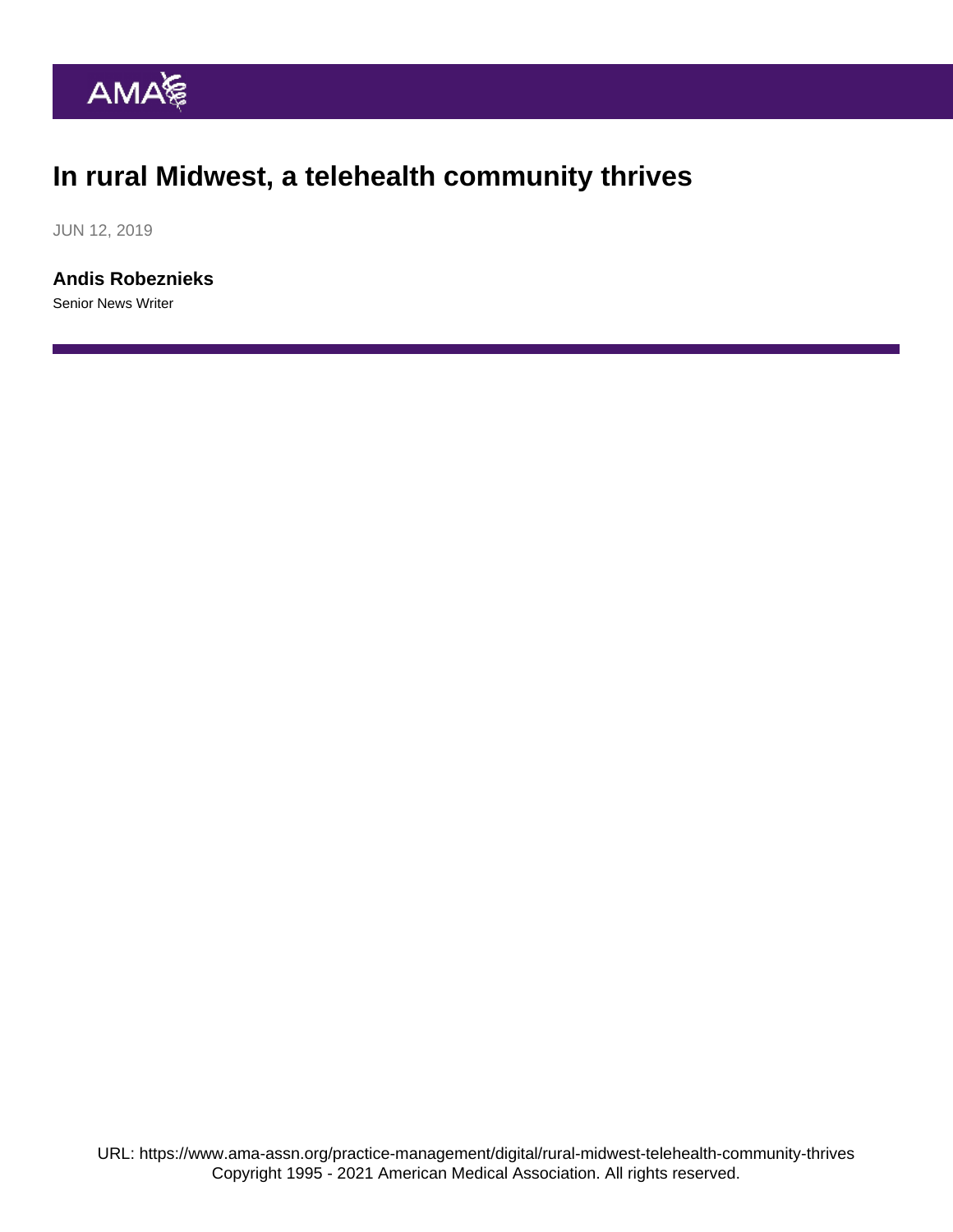# In rural Midwest, a telehealth community thrives

JUN 12, 2019

**Andis Robeznieks**

Senior News Writer

URL: https://www.ama-assn.org/practice-management/digital/rural-midwest-telehealth-community-thrives
Copyright 1995 - 2021 American Medical Association. All rights reserved.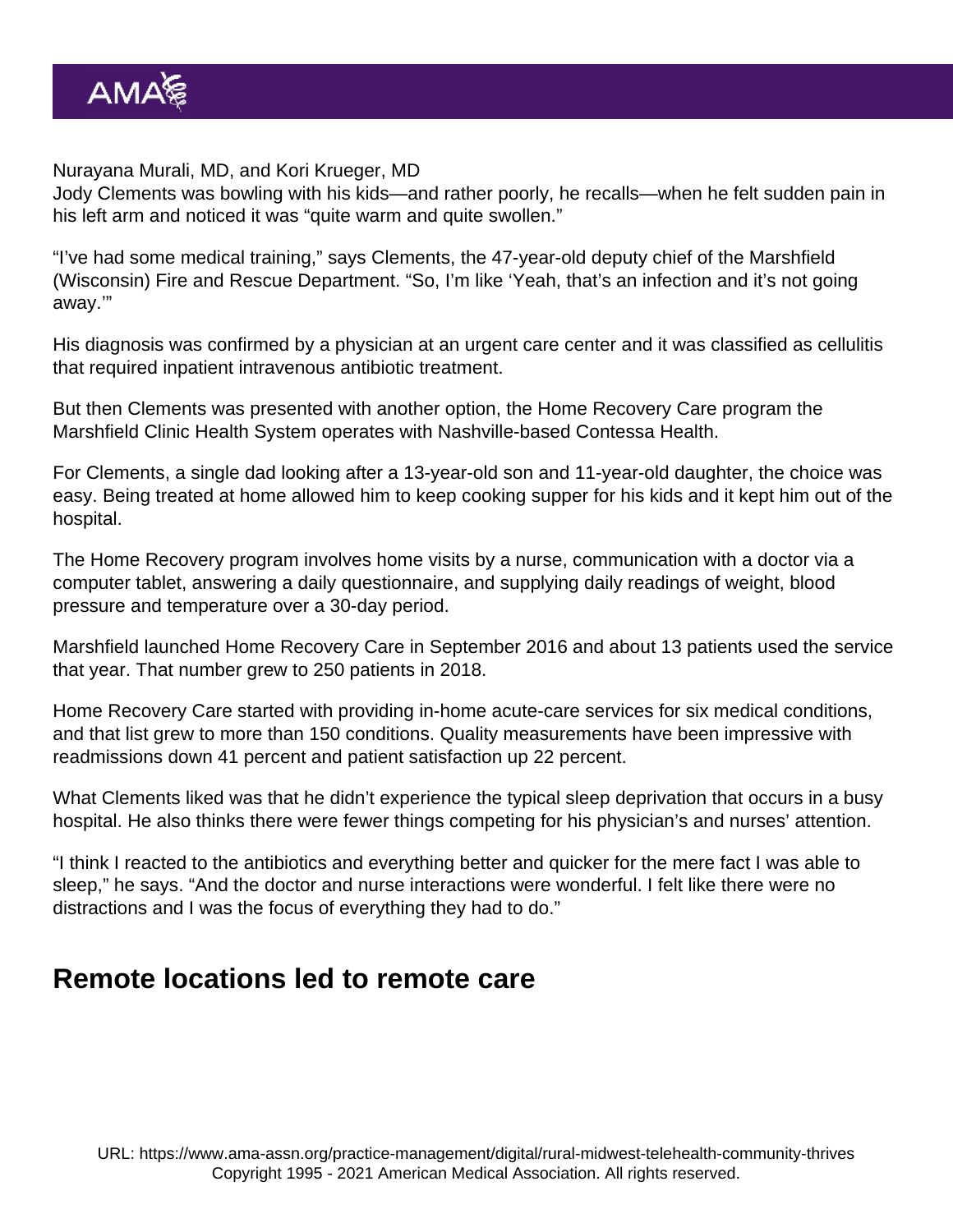Nurayana Murali, MD, and Kori Krueger, MD

Jody Clements was bowling with his kids—and rather poorly, he recalls—when he felt sudden pain in his left arm and noticed it was "quite warm and quite swollen."

"I've had some medical training," says Clements, the 47-year-old deputy chief of the Marshfield (Wisconsin) Fire and Rescue Department. "So, I'm like 'Yeah, that's an infection and it's not going away.'"

His diagnosis was confirmed by a physician at an urgent care center and it was classified as cellulitis that required inpatient intravenous antibiotic treatment.

But then Clements was presented with another option, the Home Recovery Care program the Marshfield Clinic Health System operates with Nashville-based Contessa Health.

For Clements, a single dad looking after a 13-year-old son and 11-year-old daughter, the choice was easy. Being treated at home allowed him to keep cooking supper for his kids and it kept him out of the hospital.

The Home Recovery program involves home visits by a nurse, communication with a doctor via a computer tablet, answering a daily questionnaire, and supplying daily readings of weight, blood pressure and temperature over a 30-day period.

Marshfield launched Home Recovery Care in September 2016 and about 13 patients used the service that year. That number grew to 250 patients in 2018.

Home Recovery Care started with providing in-home acute-care services for six medical conditions, and that list grew to more than 150 conditions. Quality measurements have been impressive with readmissions down 41 percent and patient satisfaction up 22 percent.

What Clements liked was that he didn't experience the typical sleep deprivation that occurs in a busy hospital. He also thinks there were fewer things competing for his physician's and nurses' attention.

"I think I reacted to the antibiotics and everything better and quicker for the mere fact I was able to sleep," he says. "And the doctor and nurse interactions were wonderful. I felt like there were no distractions and I was the focus of everything they had to do."

## Remote locations led to remote care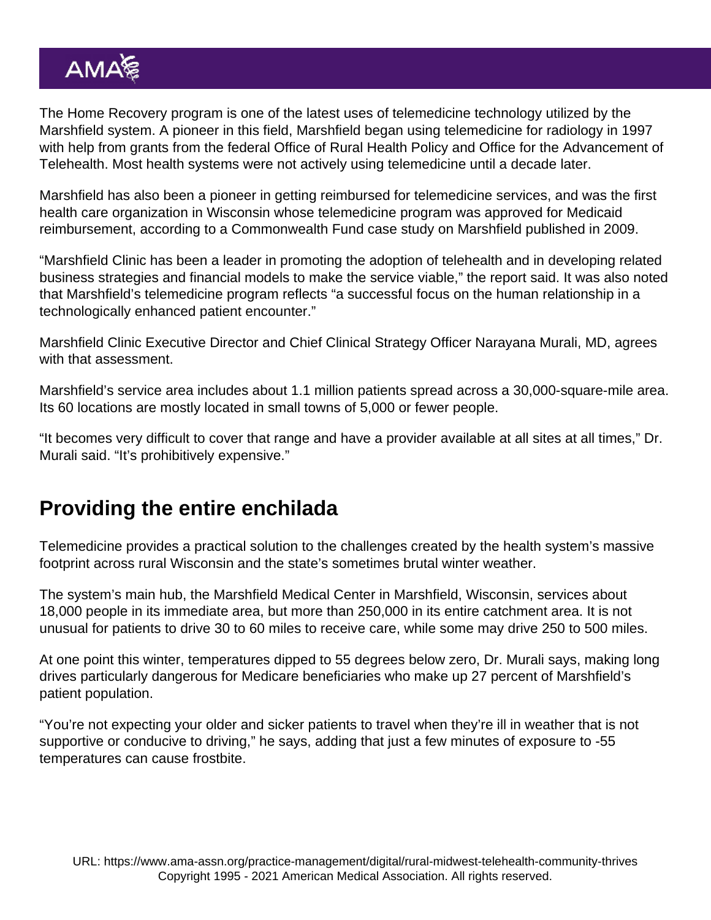The Home Recovery program is one of the latest uses of telemedicine technology utilized by the Marshfield system. A pioneer in this field, Marshfield began using telemedicine for radiology in 1997 with help from grants from the federal Office of Rural Health Policy and Office for the Advancement of Telehealth. Most health systems were not actively using telemedicine until a decade later.

Marshfield has also been a pioneer in getting reimbursed for telemedicine services, and was the first health care organization in Wisconsin whose telemedicine program was approved for Medicaid reimbursement, according to a Commonwealth Fund case study on Marshfield published in 2009.

“Marshfield Clinic has been a leader in promoting the adoption of telehealth and in developing related business strategies and financial models to make the service viable,” the report said. It was also noted that Marshfield’s telemedicine program reflects “a successful focus on the human relationship in a technologically enhanced patient encounter.”

Marshfield Clinic Executive Director and Chief Clinical Strategy Officer Narayana Murali, MD, agrees with that assessment.

Marshfield’s service area includes about 1.1 million patients spread across a 30,000-square-mile area. Its 60 locations are mostly located in small towns of 5,000 or fewer people.

“It becomes very difficult to cover that range and have a provider available at all sites at all times,” Dr. Murali said. “It’s prohibitively expensive.”

## Providing the entire enchilada

Telemedicine provides a practical solution to the challenges created by the health system’s massive footprint across rural Wisconsin and the state’s sometimes brutal winter weather.

The system’s main hub, the Marshfield Medical Center in Marshfield, Wisconsin, services about 18,000 people in its immediate area, but more than 250,000 in its entire catchment area. It is not unusual for patients to drive 30 to 60 miles to receive care, while some may drive 250 to 500 miles.

At one point this winter, temperatures dipped to 55 degrees below zero, Dr. Murali says, making long drives particularly dangerous for Medicare beneficiaries who make up 27 percent of Marshfield’s patient population.

“You’re not expecting your older and sicker patients to travel when they’re ill in weather that is not supportive or conducive to driving,” he says, adding that just a few minutes of exposure to -55 temperatures can cause frostbite.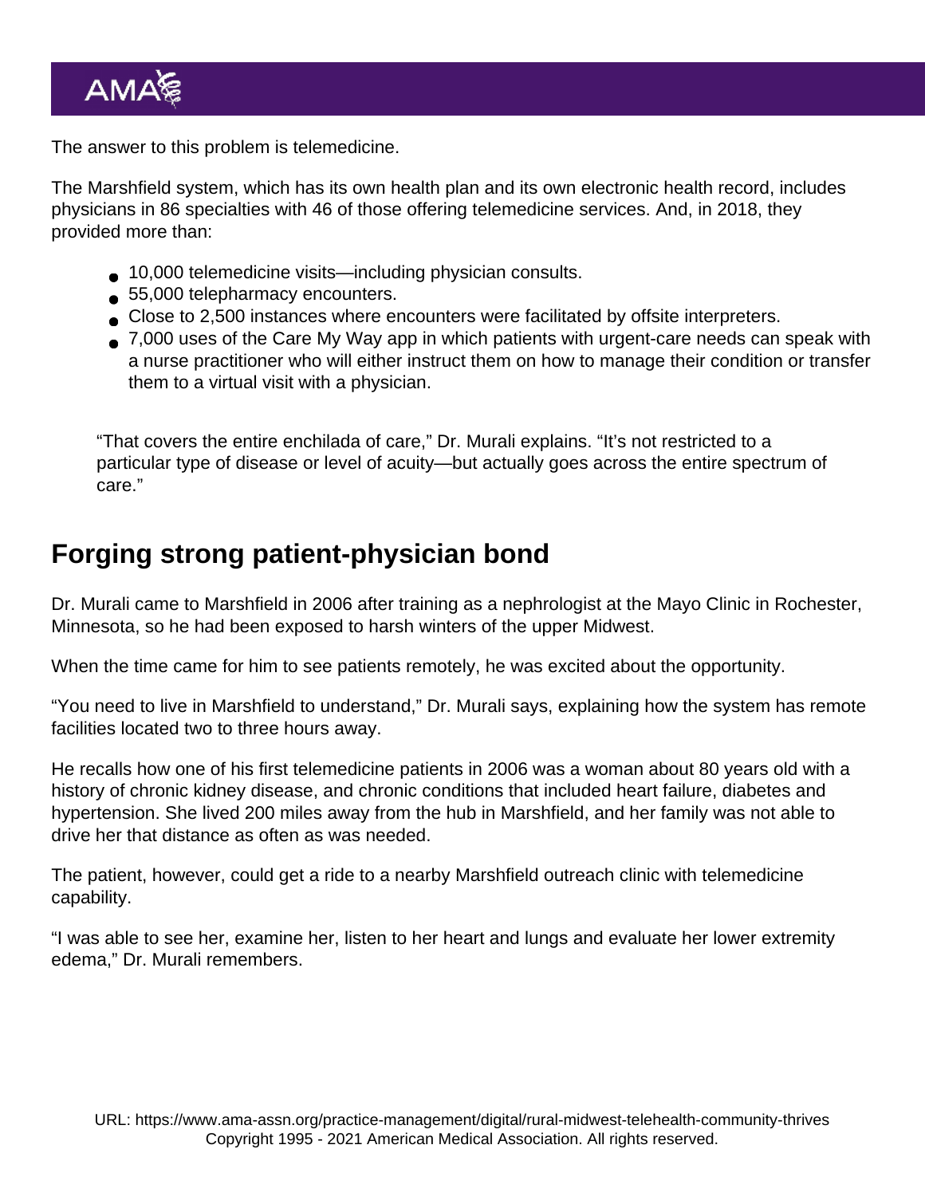The answer to this problem is telemedicine.

The Marshfield system, which has its own health plan and its own electronic health record, includes physicians in 86 specialties with 46 of those offering telemedicine services. And, in 2018, they provided more than:

- 10,000 telemedicine visits—including physician consults.
- 55,000 telepharmacy encounters.
- Close to 2,500 instances where encounters were facilitated by offsite interpreters.
- 7,000 uses of the Care My Way app in which patients with urgent-care needs can speak with a nurse practitioner who will either instruct them on how to manage their condition or transfer them to a virtual visit with a physician.

> "That covers the entire enchilada of care," Dr. Murali explains. "It's not restricted to a particular type of disease or level of acuity—but actually goes across the entire spectrum of care."

## Forging strong patient-physician bond

Dr. Murali came to Marshfield in 2006 after training as a nephrologist at the Mayo Clinic in Rochester, Minnesota, so he had been exposed to harsh winters of the upper Midwest.

When the time came for him to see patients remotely, he was excited about the opportunity.

"You need to live in Marshfield to understand," Dr. Murali says, explaining how the system has remote facilities located two to three hours away.

He recalls how one of his first telemedicine patients in 2006 was a woman about 80 years old with a history of chronic kidney disease, and chronic conditions that included heart failure, diabetes and hypertension. She lived 200 miles away from the hub in Marshfield, and her family was not able to drive her that distance as often as was needed.

The patient, however, could get a ride to a nearby Marshfield outreach clinic with telemedicine capability.

"I was able to see her, examine her, listen to her heart and lungs and evaluate her lower extremity edema," Dr. Murali remembers.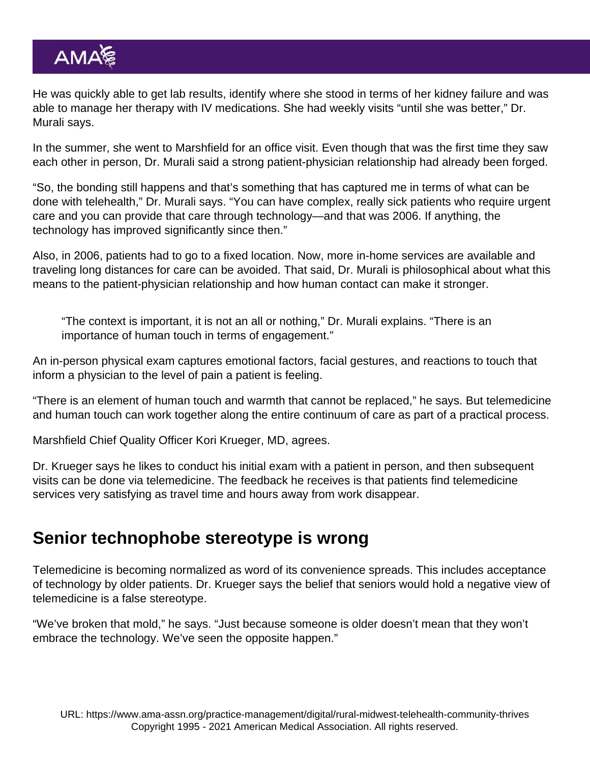He was quickly able to get lab results, identify where she stood in terms of her kidney failure and was able to manage her therapy with IV medications. She had weekly visits “until she was better,” Dr. Murali says.

In the summer, she went to Marshfield for an office visit. Even though that was the first time they saw each other in person, Dr. Murali said a strong patient-physician relationship had already been forged.

“So, the bonding still happens and that’s something that has captured me in terms of what can be done with telehealth,” Dr. Murali says. “You can have complex, really sick patients who require urgent care and you can provide that care through technology—and that was 2006. If anything, the technology has improved significantly since then.”

Also, in 2006, patients had to go to a fixed location. Now, more in-home services are available and traveling long distances for care can be avoided. That said, Dr. Murali is philosophical about what this means to the patient-physician relationship and how human contact can make it stronger.

> “The context is important, it is not an all or nothing,” Dr. Murali explains. “There is an importance of human touch in terms of engagement.”

An in-person physical exam captures emotional factors, facial gestures, and reactions to touch that inform a physician to the level of pain a patient is feeling.

“There is an element of human touch and warmth that cannot be replaced,” he says. But telemedicine and human touch can work together along the entire continuum of care as part of a practical process.

Marshfield Chief Quality Officer Kori Krueger, MD, agrees.

Dr. Krueger says he likes to conduct his initial exam with a patient in person, and then subsequent visits can be done via telemedicine. The feedback he receives is that patients find telemedicine services very satisfying as travel time and hours away from work disappear.

## Senior technophobe stereotype is wrong

Telemedicine is becoming normalized as word of its convenience spreads. This includes acceptance of technology by older patients. Dr. Krueger says the belief that seniors would hold a negative view of telemedicine is a false stereotype.

“We’ve broken that mold,” he says. “Just because someone is older doesn’t mean that they won’t embrace the technology. We’ve seen the opposite happen.”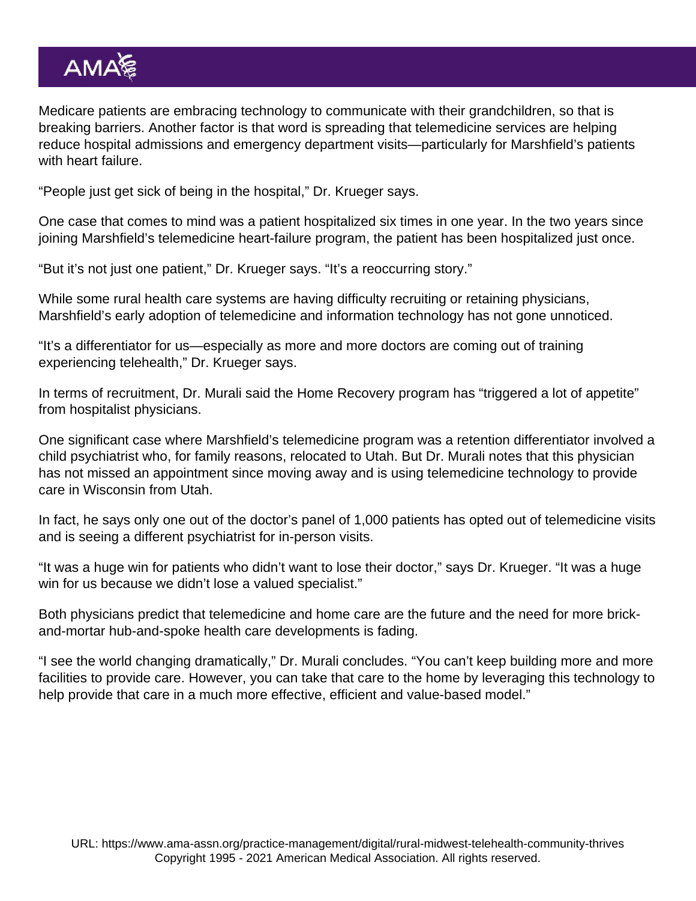Medicare patients are embracing technology to communicate with their grandchildren, so that is breaking barriers. Another factor is that word is spreading that telemedicine services are helping reduce hospital admissions and emergency department visits—particularly for Marshfield's patients with heart failure.

"People just get sick of being in the hospital," Dr. Krueger says.

One case that comes to mind was a patient hospitalized six times in one year. In the two years since joining Marshfield's telemedicine heart-failure program, the patient has been hospitalized just once.

"But it's not just one patient," Dr. Krueger says. "It's a reoccurring story."

While some rural health care systems are having difficulty recruiting or retaining physicians, Marshfield's early adoption of telemedicine and information technology has not gone unnoticed.

"It's a differentiator for us—especially as more and more doctors are coming out of training experiencing telehealth," Dr. Krueger says.

In terms of recruitment, Dr. Murali said the Home Recovery program has "triggered a lot of appetite" from hospitalist physicians.

One significant case where Marshfield's telemedicine program was a retention differentiator involved a child psychiatrist who, for family reasons, relocated to Utah. But Dr. Murali notes that this physician has not missed an appointment since moving away and is using telemedicine technology to provide care in Wisconsin from Utah.

In fact, he says only one out of the doctor's panel of 1,000 patients has opted out of telemedicine visits and is seeing a different psychiatrist for in-person visits.

"It was a huge win for patients who didn't want to lose their doctor," says Dr. Krueger. "It was a huge win for us because we didn't lose a valued specialist."

Both physicians predict that telemedicine and home care are the future and the need for more brick-and-mortar hub-and-spoke health care developments is fading.

"I see the world changing dramatically," Dr. Murali concludes. "You can't keep building more and more facilities to provide care. However, you can take that care to the home by leveraging this technology to help provide that care in a much more effective, efficient and value-based model."